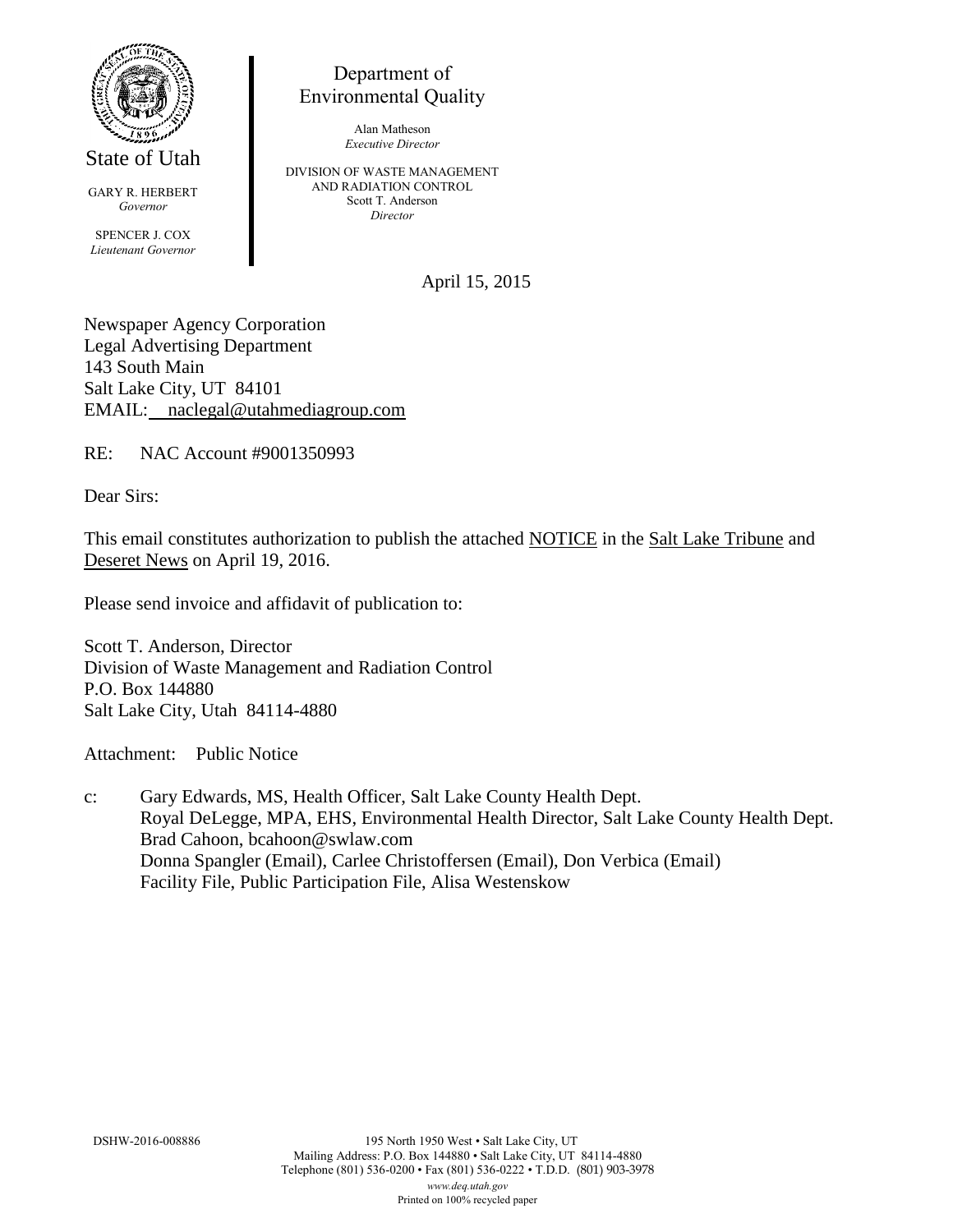State of Utah

GARY R. HERBERT
*Governor*

SPENCER J. COX
*Lieutenant Governor*

Department of Environmental Quality

Alan Matheson
*Executive Director*

DIVISION OF WASTE MANAGEMENT AND RADIATION CONTROL
Scott T. Anderson
*Director*

April 15, 2015

Newspaper Agency Corporation
Legal Advertising Department
143 South Main
Salt Lake City, UT 84101
EMAIL: naclegal@utahmediagroup.com

RE: NAC Account #9001350993

Dear Sirs:

This email constitutes authorization to publish the attached NOTICE in the Salt Lake Tribune and Deseret News on April 19, 2016.

Please send invoice and affidavit of publication to:

Scott T. Anderson, Director
Division of Waste Management and Radiation Control
P.O. Box 144880
Salt Lake City, Utah 84114-4880

Attachment: Public Notice

c: Gary Edwards, MS, Health Officer, Salt Lake County Health Dept.
Royal DeLegge, MPA, EHS, Environmental Health Director, Salt Lake County Health Dept.
Brad Cahoon, bcahoon@swlaw.com
Donna Spangler (Email), Carlee Christoffersen (Email), Don Verbica (Email)
Facility File, Public Participation File, Alisa Westenskow

DSHW-2016-008886

195 North 1950 West • Salt Lake City, UT
Mailing Address: P.O. Box 144880 • Salt Lake City, UT 84114-4880
Telephone (801) 536-0200 • Fax (801) 536-0222 • T.D.D. (801) 903-3978
*www.deq.utah.gov*
Printed on 100% recycled paper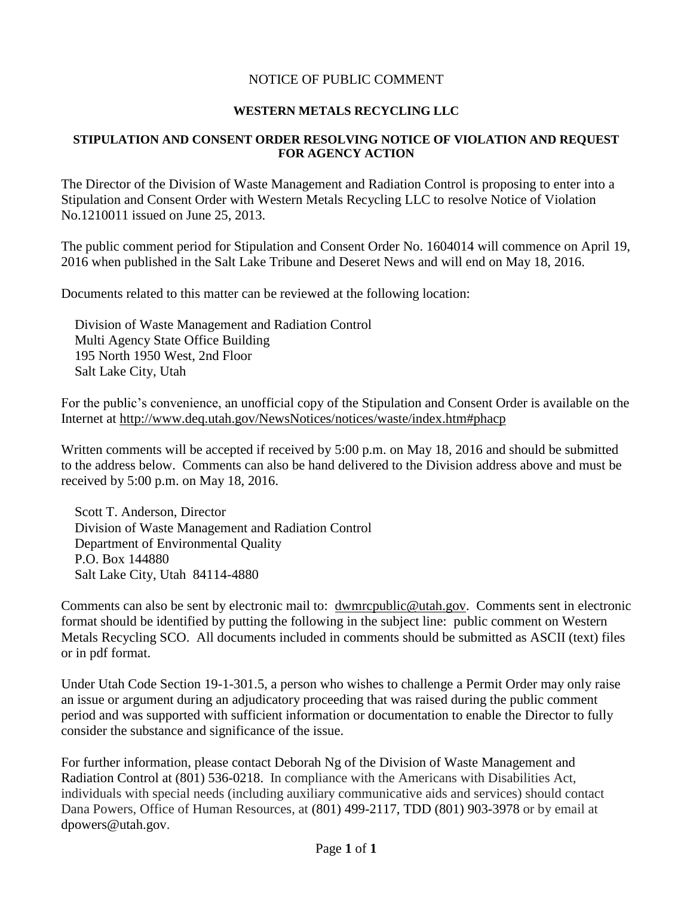# NOTICE OF PUBLIC COMMENT

## WESTERN METALS RECYCLING LLC

### STIPULATION AND CONSENT ORDER RESOLVING NOTICE OF VIOLATION AND REQUEST FOR AGENCY ACTION

The Director of the Division of Waste Management and Radiation Control is proposing to enter into a Stipulation and Consent Order with Western Metals Recycling LLC to resolve Notice of Violation No.1210011 issued on June 25, 2013.

The public comment period for Stipulation and Consent Order No. 1604014 will commence on April 19, 2016 when published in the Salt Lake Tribune and Deseret News and will end on May 18, 2016.

Documents related to this matter can be reviewed at the following location:

Division of Waste Management and Radiation Control  
Multi Agency State Office Building  
195 North 1950 West, 2nd Floor  
Salt Lake City, Utah

For the public's convenience, an unofficial copy of the Stipulation and Consent Order is available on the Internet at http://www.deq.utah.gov/NewsNotices/notices/waste/index.htm#phacp

Written comments will be accepted if received by 5:00 p.m. on May 18, 2016 and should be submitted to the address below. Comments can also be hand delivered to the Division address above and must be received by 5:00 p.m. on May 18, 2016.

Scott T. Anderson, Director  
Division of Waste Management and Radiation Control  
Department of Environmental Quality  
P.O. Box 144880  
Salt Lake City, Utah 84114-4880

Comments can also be sent by electronic mail to: dwmrcpublic@utah.gov. Comments sent in electronic format should be identified by putting the following in the subject line: public comment on Western Metals Recycling SCO. All documents included in comments should be submitted as ASCII (text) files or in pdf format.

Under Utah Code Section 19-1-301.5, a person who wishes to challenge a Permit Order may only raise an issue or argument during an adjudicatory proceeding that was raised during the public comment period and was supported with sufficient information or documentation to enable the Director to fully consider the substance and significance of the issue.

For further information, please contact Deborah Ng of the Division of Waste Management and Radiation Control at (801) 536-0218. In compliance with the Americans with Disabilities Act, individuals with special needs (including auxiliary communicative aids and services) should contact Dana Powers, Office of Human Resources, at (801) 499-2117, TDD (801) 903-3978 or by email at dpowers@utah.gov.